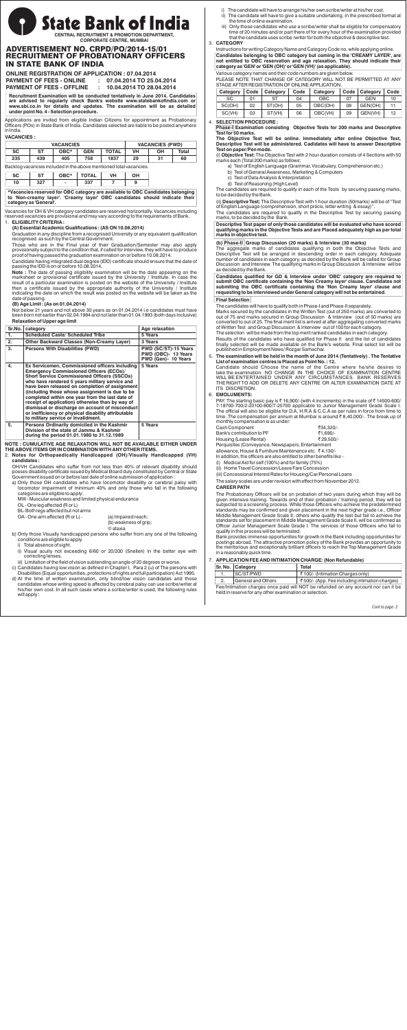# State Bank of India

**CENTRAL RECRUITMENT & PROMOTION DEPARTMENT, CORPORATE CENTRE, MUMBAI**

## ADVERTISEMENT NO. CRPD/PO/2014-15/01
## RECRUITMENT OF PROBATIONARY OFFICERS IN STATE BANK OF INDIA

**ONLINE REGISTRATION OF APPLICATION : 07.04.2014**
**PAYMENT OF FEES - ONLINE : 07.04.2014 TO 25.04.2014**
**PAYMENT OF FEES - OFFLINE : 10.04.2014 TO 28.04.2014**

**Recruitment Examination will be conducted tentatively in June 2014. Candidates are advised to regularly check Bank's website www.statebankofindia.com or www.sbi.co.in for details and updates. The examination will be as detailed under point No. 4 - Selection procedure.**

Applications are invited from eligible Indian Citizens for appointment as Probationary Officers (POs) in State Bank of India. Candidates selected are liable to be posted anywhere in India.

**VACANCIES :**

| VACANCIES | | | | | VACANCIES (PWD) | | |
|---|---|---|---|---|---|---|---|
| SC | ST | OBC* | GEN | TOTAL | VH | OH | Total |
| 235 | 439 | 405 | 758 | 1837 | 29 | 31 | 60 |

Backlog vacancies included in the above mentioned total vacancies.

| SC | ST | OBC* | TOTAL | VH | OH |
|---|---|---|---|---|---|
| 10 | 327 | - | 337 | 7 | 9 |

**\*Vacancies reserved for OBC category are available to OBC Candidates belonging to 'Non-creamy layer'. 'Creamy layer' OBC candidates should indicate their category as 'General'.**

Vacancies for OH & VH categories are reserved horizontally. Vacancies including reserved vacancies are provisional and may vary according to the requirements of Bank.

1. **ELIGIBILITY CRITERIA :**

**(A) Essential Academic Qualifications : (AS ON 10.08.2014)**

Graduation in any discipline from a recognised University or any equivalent qualification recognised as such by the Central Government.

Those who are in the Final year of their Graduation/Semester may also apply provisionally subject to the condition that, if called for interview, they will have to produce proof of having passed the graduation examination on or before 10.08.2014.

Candidate having integrated dual degree (IDD) certificate should ensure that the date of passing the IDD is on or before 10.08.2014.

**Note :** The date of passing eligibility examination will be the date appearing on the marksheet or provisional certificate issued by the University / Institute. In case the result of a particular examination is posted on the website of the University / Institute then a certificate issued by the appropriate authority of the University / Institute indicating the date on which the result was posted on the website will be taken as the date of passing.

**(B) Age Limit : (As on 01.04.2014)**

Not below 21 years and not above 30 years as on 01.04.2014 i.e candidates must have been born not earlier than 02.04.1984 and not later than 01.04.1993 (both days inclusive)

**Relaxation of Upper age limit**

| Sr.No. | category | Age relaxation |
|---|---|---|
| 1. | Scheduled Caste/ Scheduled Tribe | 5 Years |
| 2. | Other Backward Classes (Non-Creamy Layer) | 3 Years |
| 3. | Persons With Disabilities (PWD) | PWD (SC/ST)-15 Years PWD (OBC)- 13 Years PWD (Gen)- 10 Years |
| 4. | Ex Servicemen, Commissioned officers including Emergency Commissioned Officers (ECOs)/ Short Service Commissioned Officers (SSCOs) who have rendered 5 years military service and have been released on completion of assignment (including those whose assignment is due to be completed within one year from the last date of receipt of application) otherwise than by way of dismissal or discharge on account of misconduct or inefficiency or physical disability attributable to military service or invalidment. | 5 Years |
| 5. | Persons Ordinarily domiciled in the Kashmir Division of the state of Jammu & Kashmir during the period 01.01.1980 to 31.12.1989 | 5 Years |

**NOTE : CUMULATIVE AGE RELAXATION WILL NOT BE AVAILABLE EITHER UNDER THE ABOVE ITEMS OR IN COMBINATION WITH ANY OTHER ITEMS.**

2. **Notes for Orthopaedically Handicapped (OH)/Visually Handicapped (VH) candidates :**

OH/VH Candidates who suffer from not less than 40% of relevant disability should posses disability certificate issued by Medical Board duly constituted by Central or State Government issued on or before last date of online submission of application :

a) Only those OH candidates who have locomotor disability or cerebral palsy with locomotor impairment of minimum 40% and only those who fall in the following categories are eligible to apply:
   - MW - Muscular weakness and limited physical endurance
   - OL - One leg affected (R or L)
   - BL- Both legs affected but not arms
   - OA - One arm affected (R or L) - (a) Impaired reach; (b) weakness of grip; © ataxia

b) Only those Visually handicapped persons who suffer from any one of the following conditions are eligible to apply.
   - i) Total absence of sight.
   - ii) Visual acuity not exceeding 6/60 or 20/200 (Snellen) in the better eye with correcting lenses.
   - iii) Limitation of the field of vision subtending an angle of 20 degrees or worse.

c) Candidates having low vision as defined in Chapter I, Para 2 (u) of The persons with Disabilities (Equal opportunities, protections of rights and full participation) Act 1995.

d) At the time of written examination, only blind/low vision candidates and those candidates whose writing speed is affected by cerebral palsy can use scribe/writer at his/her own cost. In all such cases where a scribe/writer is used, the following rules will apply :
   - i) The candidate will have to arrange his/her own scribe/writer at his cost.
   - ii) The candidate will have to give a suitable undertaking, in the prescribed format at the time of online examination.
   - iii) Only those candidates who use a scribe/writer shall be eligible for compensatory time of 20 minutes and/or part there of for every hour of the examination provided that the candidate uses scribe /writer for both the objective & descriptive test.

3. **CATEGORY**

Instructions for writing Category Name and Category Code no. while applying online. **Candidates belonging to OBC category but coming in the 'CREAMY LAYER', are not entitled to OBC reservation and age relaxation. They should indicate their category as 'GEN' or 'GEN (OH)' or 'GEN (VH)' (as applicable).**

Various category names and their code numbers are given below.

PLEASE NOTE THAT CHANGE OF CATEGORY WILL NOT BE PERMITTED AT ANY STAGE AFTER REGISTRATION OF ONLINE APPLICATION.

| Category | Code | Category | Code | Category | Code | Category | Code |
|---|---|---|---|---|---|---|---|
| SC | 01 | ST | 04 | OBC | 07 | GEN | 10 |
| SC(OH) | 02 | ST(OH) | 05 | OBC(OH) | 08 | GEN(OH) | 11 |
| SC(VH) | 03 | ST(VH) | 06 | OBC(VH) | 09 | GEN(VH) | 12 |

4. **SELECTION PROCEDURE :**

**Phase-I Examination consisting Objective Tests for 200 marks and Descriptive Test for 50 marks.**

**The Objective Test will be online. Immediately after online Objective Test, Descriptive Test will be administered. Cadidates will have to answer Descriptive Test on paper/Pen mode.**

(i) **Objective Test:** The Objective Test with 2 hour duration consists of 4 Sections with 50 marks each (Total 200 marks) as follows:
   - a) Test of English Language (Grammar, Vocabulary, Comprehension etc.)
   - b) Test of General Awareness, Marketing & Computers
   - c) Test of Data Analysis & Interpretation
   - d) Test of Reasoning (High Level)

The candidates are required to qualify in each of the Tests by securing passing marks, to be decided by the Bank.

(ii) **Descriptive Test:** The Descriptive Test with 1 hour duration (50marks) will be of "Test of English Language (comprehension, short précis, letter writing & essay)".

The candidates are required to qualify in the Descriptive Test by securing passing marks, to be decided by the Bank.

**Descriptive Test paper of only those candidates will be evaluated who have scored qualifying marks in the Objective Tests and are Placed adequately high as per total marks in objective test.**

**(b) Phase-II Group Discussion (20 marks) & Interview (30 marks)**

The aggregate marks of candidates qualifying in both the Objective Tests and Descriptive Test will be arranged in descending order in each category. Adequate number of candidates in each category, as decided by the Bank will be called for Group Discussion and Interview. The qualifying marks in Group Discussion & Interview will be as decided by the Bank.

**Candidates qualified for GD & Interview under 'OBC' category are required to submit OBC certificate containing the 'Non Creamy layer' clause. Candidates not submitting the OBC certificate containing the 'Non Creamy layer' clause and requesting to be interviewed under General category will not be entertained.**

**Final Selection**

The candidates will have to qualify both in Phase-I and Phase-II separately.

Marks secured by the candidates in the Written Test (out of 250 marks) are converted to out of 75 and marks secured in Group Discussion & Interview (out of 50 marks) are converted to out of 25. The final merit list is arrived at after aggregating converted marks of Written Test and Group Discussion & Interview out of 100 for each category.

The selection will be made from the top merit ranked candidates in each category.

Results of the candidates who have qualified for Phase II and the list of candidates finally selected will be made available on the Bank's website. Final select list will be published in Employment News/ Rozgar Samachar.

5. **The examination will be held in the month of June 2014 (Tentatively) . The Tentative List of examination centres is Placed as Point No. : 12.**

Candidate should Choose the name of the Centre where he/she desires to take the examination. NO CHANGE IN THE CHOICE OF EXAMINATION CENTRE WILL BE ENTERTAINED UNDER ANY CIRCUMSTANCES. BANK RESERVES THE RIGHT TO ADD OR DELETE ANY CENTRE OR ALTER EXAMINATION DATE AT ITS DISCRETION.

6. **EMOLUMENTS:**

PAY: The starting basic pay is ₹ 16,900/-(with 4 increments) in the scale of ₹ 14500-600/ 7-18700-700/2-20100-800/7-25700 applicable to Junior Management Grade Scale I. The official will also be eligible for D.A, H.R.A & C.C.A as per rules in force from time to time. The compensation per annum at Mumbai is around ₹ 8,40,000/-. The break up of monthly compensation is as under:

| | |
|---|---|
| Cash Component | ₹34,320/- |
| Bank's contribution to PF | ₹1,690/- |
| Housing (Lease Rental) | ₹ 29,500/- |

Perquisites (Conveyance, Newspapers, Entertainment allowance, House & Furniture Maintenance etc. ₹ 4,130/-

In addition, the officers are also entitled to other benefits like –

(i) Medical Aid for self (100%) and for family (75%)
(ii) Home Travel Concession/Leave Fare Concession
(iii) Concessional Interest Rates for Housing/Car/Personal Loans

The salary scales are under revision with effect from November 2012.

**CAREER PATH**

The Probationary Officers will be on probation of two years during which they will be given intensive training. Towards end of their probation / training period, they will be subjected to a screening process. While those Officers who achieve the predetermined standards may be confirmed and given placement in the next higher grade i.e., Officer Middle Management Grade Scale II, others who qualify the test but fail to achieve the standards set for placement in Middle Management Grade Scale II, will be confirmed as Officer Junior Management Scale Grade I. The services of those Officers who fail to qualify in this process will be terminated.

Bank provides immense opportunities for growth in the Bank including opportunities for postings abroad. The attractive promotion policy of the Bank provides an opportunity to the meritorious and exceptionally brilliant officers to reach the Top Management Grade in a reasonably quick time.

7. **APPLICATION FEE AND INTIMATION CHARGE: (Non Refundable)**

| Sr. No. | Category | Total |
|---|---|---|
| 1. | SC/ST/PWD | ₹ 100/- (Intimation Charges only) |
| 2. | General and Others | ₹ 500/- (App. Fee including intimation charges) |

Fee/Intimation charges once paid will NOT be refunded on any account nor can it be held in reserve for any other examination or selection.

*Cont to page: 2*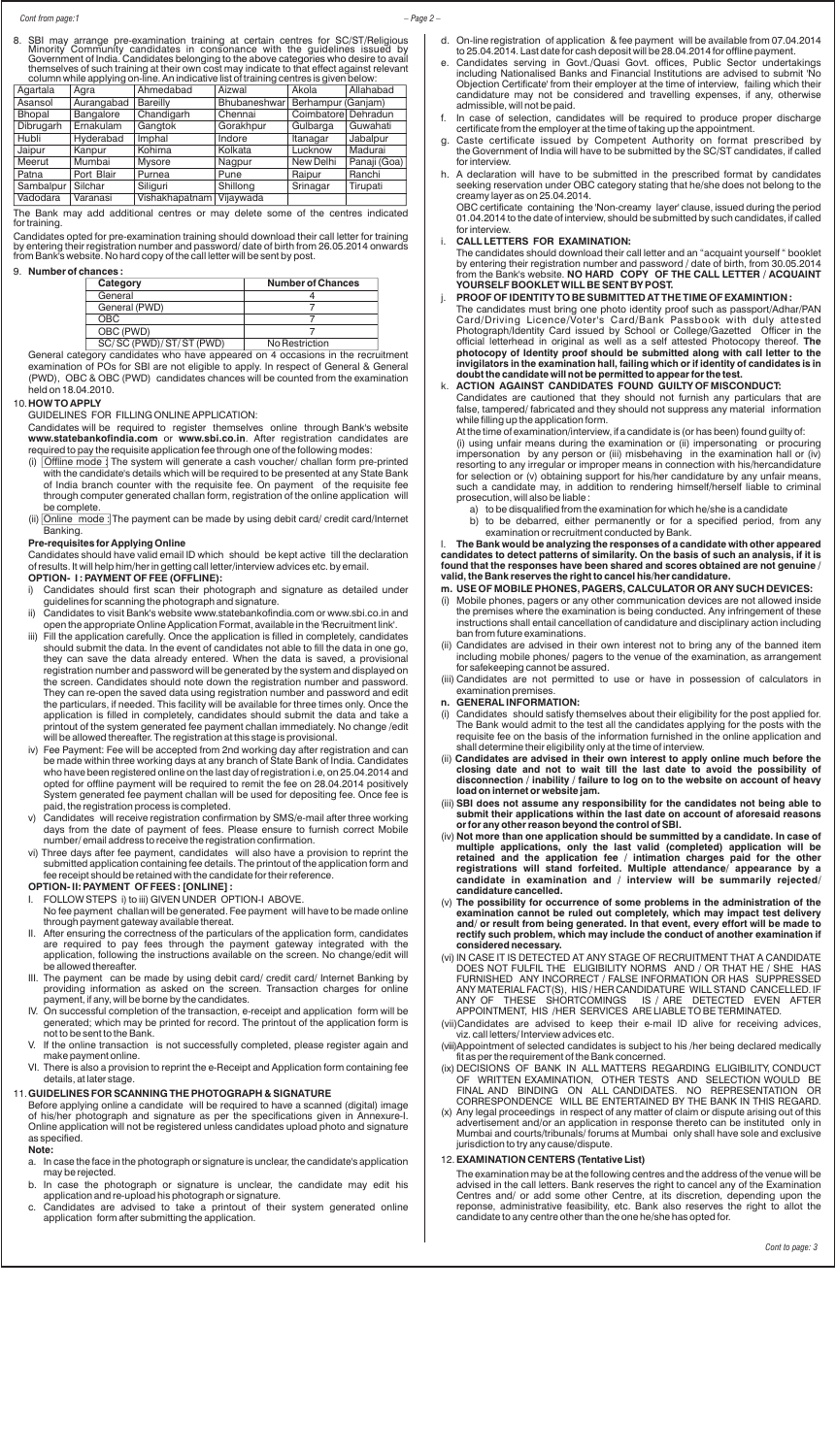8. SBI may arrange pre-examination training at certain centres for SC/ST/Religious Minority Community candidates in consonance with the guidelines issued by Government of India. Candidates belonging to the above categories who desire to avail themselves of such training at their own cost may indicate to that effect against relevant column while applying on-line. An indicative list of training centres is given below:

| Agartala | Agra | Ahmedabad | Aizwal | Akola | Allahabad |
|---|---|---|---|---|---|
| Asansol | Aurangabad | Bareilly | Bhubaneshwar | Berhampur (Ganjam) | |
| Bhopal | Bangalore | Chandigarh | Chennai | Coimbatore | Dehradun |
| Dibrugarh | Ernakulam | Gangtok | Gorakhpur | Gulbarga | Guwahati |
| Hubli | Hyderabad | Imphal | Indore | Itanagar | Jabalpur |
| Jaipur | Kanpur | Kohima | Kolkata | Lucknow | Madurai |
| Meerut | Mumbai | Mysore | Nagpur | New Delhi | Panaji (Goa) |
| Patna | Port Blair | Purnea | Pune | Raipur | Ranchi |
| Sambalpur | Silchar | Siliguri | Shillong | Srinagar | Tirupati |
| Vadodara | Varanasi | Vishakhapatnam | Vijaywada | | |

The Bank may add additional centres or may delete some of the centres indicated for training.

Candidates opted for pre-examination training should download their call letter for training by entering their registration number and password/ date of birth from 26.05.2014 onwards from Bank's website. No hard copy of the call letter will be sent by post.

9. **Number of chances :**

| Category | Number of Chances |
|---|---|
| General | 4 |
| General (PWD) | 7 |
| OBC | 7 |
| OBC (PWD) | 7 |
| SC/ SC (PWD)/ ST/ ST (PWD) | No Restriction |

General category candidates who have appeared on 4 occasions in the recruitment examination of POs for SBI are not eligible to apply. In respect of General & General (PWD), OBC & OBC (PWD) candidates chances will be counted from the examination held on 18.04.2010.

10. **HOW TO APPLY**

GUIDELINES FOR FILLING ONLINE APPLICATION:

Candidates will be required to register themselves online through Bank's website **www.statebankofindia.com** or **www.sbi.co.in**. After registration candidates are required to pay the requisite application fee through one of the following modes:

(i) Offline mode : The system will generate a cash voucher/ challan form pre-printed with the candidate's details which will be required to be presented at any State Bank of India branch counter with the requisite fee. On payment of the requisite fee through computer generated challan form, registration of the online application will be complete.

(ii) Online mode : The payment can be made by using debit card/ credit card/Internet Banking.

**Pre-requisites for Applying Online**

Candidates should have valid email ID which should be kept active till the declaration of results. It will help him/her in getting call letter/interview advices etc. by email.

**OPTION- I : PAYMENT OF FEE (OFFLINE):**

i) Candidates should first scan their photograph and signature as detailed under guidelines for scanning the photograph and signature.

ii) Candidates to visit Bank's website www.statebankofindia.com or www.sbi.co.in and open the appropriate Online Application Format, available in the 'Recruitment link'.

iii) Fill the application carefully. Once the application is filled in completely, candidates should submit the data. In the event of candidates not able to fill the data in one go, they can save the data already entered. When the data is saved, a provisional registration number and password will be generated by the system and displayed on the screen. Candidates should note down the registration number and password. They can re-open the saved data using registration number and password and edit the particulars, if needed. This facility will be available for three times only. Once the application is filled in completely, candidates should submit the data and take a printout of the system generated fee payment challan immediately. No change /edit will be allowed thereafter. The registration at this stage is provisional.

iv) Fee Payment: Fee will be accepted from 2nd working day after registration and can be made within three working days at any branch of State Bank of India. Candidates who have been registered online on the last day of registration i.e, on 25.04.2014 and opted for offline payment will be required to remit the fee on 28.04.2014 positively System generated fee payment challan will be used for depositing fee. Once fee is paid, the registration process is completed.

v) Candidates will receive registration confirmation by SMS/e-mail after three working days from the date of payment of fees. Please ensure to furnish correct Mobile number/ email address to receive the registration confirmation.

vi) Three days after fee payment, candidates will also have a provision to reprint the submitted application containing fee details. The printout of the application form and fee receipt should be retained with the candidate for their reference.

**OPTION- II: PAYMENT OF FEES : [ONLINE] :**

I. FOLLOW STEPS i) to iii) GIVEN UNDER OPTION-I ABOVE.
No fee payment challan will be generated. Fee payment will have to be made online through payment gateway available thereat.

II. After ensuring the correctness of the particulars of the application form, candidates are required to pay fees through the payment gateway integrated with the application, following the instructions available on the screen. No change/edit will be allowed thereafter.

III. The payment can be made by using debit card/ credit card/ Internet Banking by providing information as asked on the screen. Transaction charges for online payment, if any, will be borne by the candidates.

IV. On successful completion of the transaction, e-receipt and application form will be generated; which may be printed for record. The printout of the application form is not to be sent to the Bank.

V. If the online transaction is not successfully completed, please register again and make payment online.

VI. There is also a provision to reprint the e-Receipt and Application form containing fee details, at later stage.

11. **GUIDELINES FOR SCANNING THE PHOTOGRAPH & SIGNATURE**

Before applying online a candidate will be required to have a scanned (digital) image of his/her photograph and signature as per the specifications given in Annexure-I. Online application will not be registered unless candidates upload photo and signature as specified.

**Note:**

a. In case the face in the photograph or signature is unclear, the candidate's application may be rejected.

b. In case the photograph or signature is unclear, the candidate may edit his application and re-upload his photograph or signature.

c. Candidates are advised to take a printout of their system generated online application form after submitting the application.

d. On-line registration of application & fee payment will be available from 07.04.2014 to 25.04.2014. Last date for cash deposit will be 28.04.2014 for offline payment.

e. Candidates serving in Govt./Quasi Govt. offices, Public Sector undertakings including Nationalised Banks and Financial Institutions are advised to submit 'No Objection Certificate' from their employer at the time of interview, failing which their candidature may not be considered and travelling expenses, if any, otherwise admissible, will not be paid.

f. In case of selection, candidates will be required to produce proper discharge certificate from the employer at the time of taking up the appointment.

g. Caste certificate issued by Competent Authority on format prescribed by the Government of India will have to be submitted by the SC/ST candidates, if called for interview.

h. A declaration will have to be submitted in the prescribed format by candidates seeking reservation under OBC category stating that he/she does not belong to the creamy layer as on 25.04.2014.
OBC certificate containing the 'Non-creamy layer' clause, issued during the period 01.04.2014 to the date of interview, should be submitted by such candidates, if called for interview.

i. **CALL LETTERS FOR EXAMINATION:**
The candidates should download their call letter and an "acquaint yourself " booklet by entering their registration number and password / date of birth, from 30.05.2014 from the Bank's website. **NO HARD COPY OF THE CALL LETTER / ACQUAINT YOURSELF BOOKLET WILL BE SENT BY POST.**

j. **PROOF OF IDENTITY TO BE SUBMITTED AT THE TIME OF EXAMINTION :**
The candidates must bring one photo identity proof such as passport/Adhar/PAN Card/Driving Licence/Voter's Card/Bank Passbook with duly attested Photograph/Identity Card issued by School or College/Gazetted Officer in the official letterhead in original as well as a self attested Photocopy thereof. **The photocopy of Identity proof should be submitted along with call letter to the invigilators in the examination hall, failing which or if identity of candidates is in doubt the candidate will not be permitted to appear for the test.**

k. **ACTION AGAINST CANDIDATES FOUND GUILTY OF MISCONDUCT:**
Candidates are cautioned that they should not furnish any particulars that are false, tampered/ fabricated and they should not suppress any material information while filling up the application form.
At the time of examination/interview, if a candidate is (or has been) found guilty of:
(i) using unfair means during the examination or (ii) impersonating or procuring impersonation by any person or (iii) misbehaving in the examination hall or (iv) resorting to any irregular or improper means in connection with his/hercandidature for selection or (v) obtaining support for his/her candidature by any unfair means, such a candidate may, in addition to rendering himself/herself liable to criminal prosecution, will also be liable :

  a) to be disqualified from the examination for which he/she is a candidate
  b) to be debarred, either permanently or for a specified period, from any examination or recruitment conducted by Bank.

l. **The Bank would be analyzing the responses of a candidate with other appeared candidates to detect patterns of similarity. On the basis of such an analysis, if it is found that the responses have been shared and scores obtained are not genuine / valid, the Bank reserves the right to cancel his/her candidature.**

m. **USE OF MOBILE PHONES, PAGERS, CALCULATOR OR ANY SUCH DEVICES:**

(i) Mobile phones, pagers or any other communication devices are not allowed inside the premises where the examination is being conducted. Any infringement of these instructions shall entail cancellation of candidature and disciplinary action including ban from future examinations.

(ii) Candidates are advised in their own interest not to bring any of the banned item including mobile phones/ pagers to the venue of the examination, as arrangement for safekeeping cannot be assured.

(iii) Candidates are not permitted to use or have in possession of calculators in examination premises.

n. **GENERAL INFORMATION:**

(i) Candidates should satisfy themselves about their eligibility for the post applied for. The Bank would admit to the test all the candidates applying for the posts with the requisite fee on the basis of the information furnished in the online application and shall determine their eligibility only at the time of interview.

(ii) **Candidates are advised in their own interest to apply online much before the closing date and not to wait till the last date to avoid the possibility of disconnection / inability / failure to log on to the website on account of heavy load on internet or website jam.**

(iii) **SBI does not assume any responsibility for the candidates not being able to submit their applications within the last date on account of aforesaid reasons or for any other reason beyond the control of SBI.**

(iv) **Not more than one application should be summitted by a candidate. In case of multiple applications, only the last valid (completed) application will be retained and the application fee / intimation charges paid for the other registrations will stand forfeited. Multiple attendance/ appearance by a candidate in examination and / interview will be summarily rejected/ candidature cancelled.**

(v) **The possibility for occurrence of some problems in the administration of the examination cannot be ruled out completely, which may impact test delivery and/ or result from being generated. In that event, every effort will be made to rectify such problem, which may include the conduct of another examination if considered necessary.**

(vi) IN CASE IT IS DETECTED AT ANY STAGE OF RECRUITMENT THAT A CANDIDATE DOES NOT FULFIL THE ELIGIBILITY NORMS AND / OR THAT HE / SHE HAS FURNISHED ANY INCORRECT / FALSE INFORMATION OR HAS SUPPRESSED ANY MATERIAL FACT(S), HIS / HER CANDIDATURE WILL STAND CANCELLED. IF ANY OF THESE SHORTCOMINGS IS / ARE DETECTED EVEN AFTER APPOINTMENT, HIS /HER SERVICES ARE LIABLE TO BE TERMINATED.

(vii) Candidates are advised to keep their e-mail ID alive for receiving advices, viz. call letters/ Interview advices etc.

(viii) Appointment of selected candidates is subject to his /her being declared medically fit as per the requirement of the Bank concerned.

(ix) DECISIONS OF BANK IN ALL MATTERS REGARDING ELIGIBILITY, CONDUCT OF WRITTEN EXAMINATION, OTHER TESTS AND SELECTION WOULD BE FINAL AND BINDING ON ALL CANDIDATES. NO REPRESENTATION OR CORRESPONDENCE WILL BE ENTERTAINED BY THE BANK IN THIS REGARD.

(x) Any legal proceedings in respect of any matter of claim or dispute arising out of this advertisement and/or an application in response thereto can be instituted only in Mumbai and courts/tribunals/ forums at Mumbai only shall have sole and exclusive jurisdiction to try any cause/dispute.

12. **EXAMINATION CENTERS (Tentative List)**

The examination may be at the following centres and the address of the venue will be advised in the call letters. Bank reserves the right to cancel any of the Examination Centres and/ or add some other Centre, at its discretion, depending upon the reponse, administrative feasibility, etc. Bank also reserves the right to allot the candidate to any centre other than the one he/she has opted for.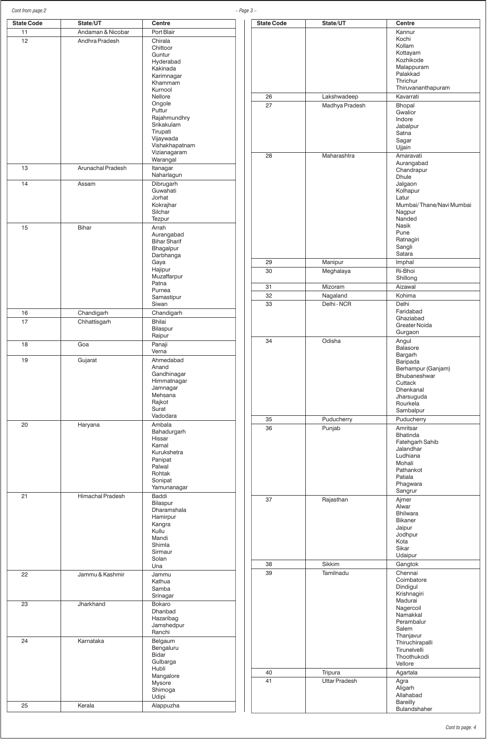*Cont from page:2*

| State Code | State/UT | Centre |
|---|---|---|
| 11 | Andaman & Nicobar | Port Blair |
| 12 | Andhra Pradesh | Chirala<br>Chittoor<br>Guntur<br>Hyderabad<br>Kakinada<br>Karimnagar<br>Khammam<br>Kurnool<br>Nellore<br>Ongole<br>Puttur<br>Rajahmundhry<br>Srikakulam<br>Tirupati<br>Vijaywada<br>Vishakhapatnam<br>Vizianagaram<br>Warangal |
| 13 | Arunachal Pradesh | Itanagar<br>Naharlagun |
| 14 | Assam | Dibrugarh<br>Guwahati<br>Jorhat<br>Kokrajhar<br>Silchar<br>Tezpur |
| 15 | Bihar | Arrah<br>Aurangabad<br>Bihar Sharif<br>Bhagalpur<br>Darbhanga<br>Gaya<br>Hajipur<br>Muzaffarpur<br>Patna<br>Purnea<br>Samastipur<br>Siwan |
| 16 | Chandigarh | Chandigarh |
| 17 | Chhattisgarh | Bhilai<br>Bilaspur<br>Raipur |
| 18 | Goa | Panaji<br>Verna |
| 19 | Gujarat | Ahmedabad<br>Anand<br>Gandhinagar<br>Himmatnagar<br>Jamnagar<br>Mehsana<br>Rajkot<br>Surat<br>Vadodara |
| 20 | Haryana | Ambala<br>Bahadurgarh<br>Hissar<br>Karnal<br>Kurukshetra<br>Panipat<br>Palwal<br>Rohtak<br>Sonipat<br>Yamunanagar |
| 21 | Himachal Pradesh | Baddi<br>Bilaspur<br>Dharamshala<br>Hamirpur<br>Kangra<br>Kullu<br>Mandi<br>Shimla<br>Sirmaur<br>Solan<br>Una |
| 22 | Jammu & Kashmir | Jammu<br>Kathua<br>Samba<br>Srinagar |
| 23 | Jharkhand | Bokaro<br>Dhanbad<br>Hazaribag<br>Jamshedpur<br>Ranchi |
| 24 | Karnataka | Belgaum<br>Bengaluru<br>Bidar<br>Gulbarga<br>Hubli<br>Mangalore<br>Mysore<br>Shimoga<br>Udipi |
| 25 | Kerala | Alappuzha<br>Kannur<br>Kochi<br>Kollam<br>Kottayam<br>Kozhikode<br>Malappuram<br>Palakkad<br>Thrichur<br>Thiruvananthapuram |
| 26 | Lakshwadeep | Kavarrati |
| 27 | Madhya Pradesh | Bhopal<br>Gwalior<br>Indore<br>Jabalpur<br>Satna<br>Sagar<br>Ujjain |
| 28 | Maharashtra | Amaravati<br>Aurangabad<br>Chandrapur<br>Dhule<br>Jalgaon<br>Kolhapur<br>Latur<br>Mumbai/ Thane/Navi Mumbai<br>Nagpur<br>Nanded<br>Nasik<br>Pune<br>Ratnagiri<br>Sangli<br>Satara |
| 29 | Manipur | Imphal |
| 30 | Meghalaya | Ri-Bhoi<br>Shillong |
| 31 | Mizoram | Aizawal |
| 32 | Nagaland | Kohima |
| 33 | Delhi - NCR | Delhi<br>Faridabad<br>Ghaziabad<br>Greater Noida<br>Gurgaon |
| 34 | Odisha | Angul<br>Balasore<br>Bargarh<br>Baripada<br>Berhampur (Ganjam)<br>Bhubaneshwar<br>Cuttack<br>Dhenkanal<br>Jharsuguda<br>Rourkela<br>Sambalpur |
| 35 | Puducherry | Puducherry |
| 36 | Punjab | Amritsar<br>Bhatinda<br>Fatehgarh Sahib<br>Jalandhar<br>Ludhiana<br>Mohali<br>Pathankot<br>Patiala<br>Phagwara<br>Sangrur |
| 37 | Rajasthan | Ajmer<br>Alwar<br>Bhilwara<br>Bikaner<br>Jaipur<br>Jodhpur<br>Kota<br>Sikar<br>Udaipur |
| 38 | Sikkim | Gangtok |
| 39 | Tamilnadu | Chennai<br>Coimbatore<br>Dindigul<br>Krishnagiri<br>Madurai<br>Nagercoil<br>Namakkal<br>Perambalur<br>Salem<br>Thanjavur<br>Thiruchirapalli<br>Tirunelvelli<br>Thoothukodi<br>Vellore |
| 40 | Tripura | Agartala |
| 41 | Uttar Pradesh | Agra<br>Aligarh<br>Allahabad<br>Bareilly<br>Bulandshaher |

*Cont to page: 4*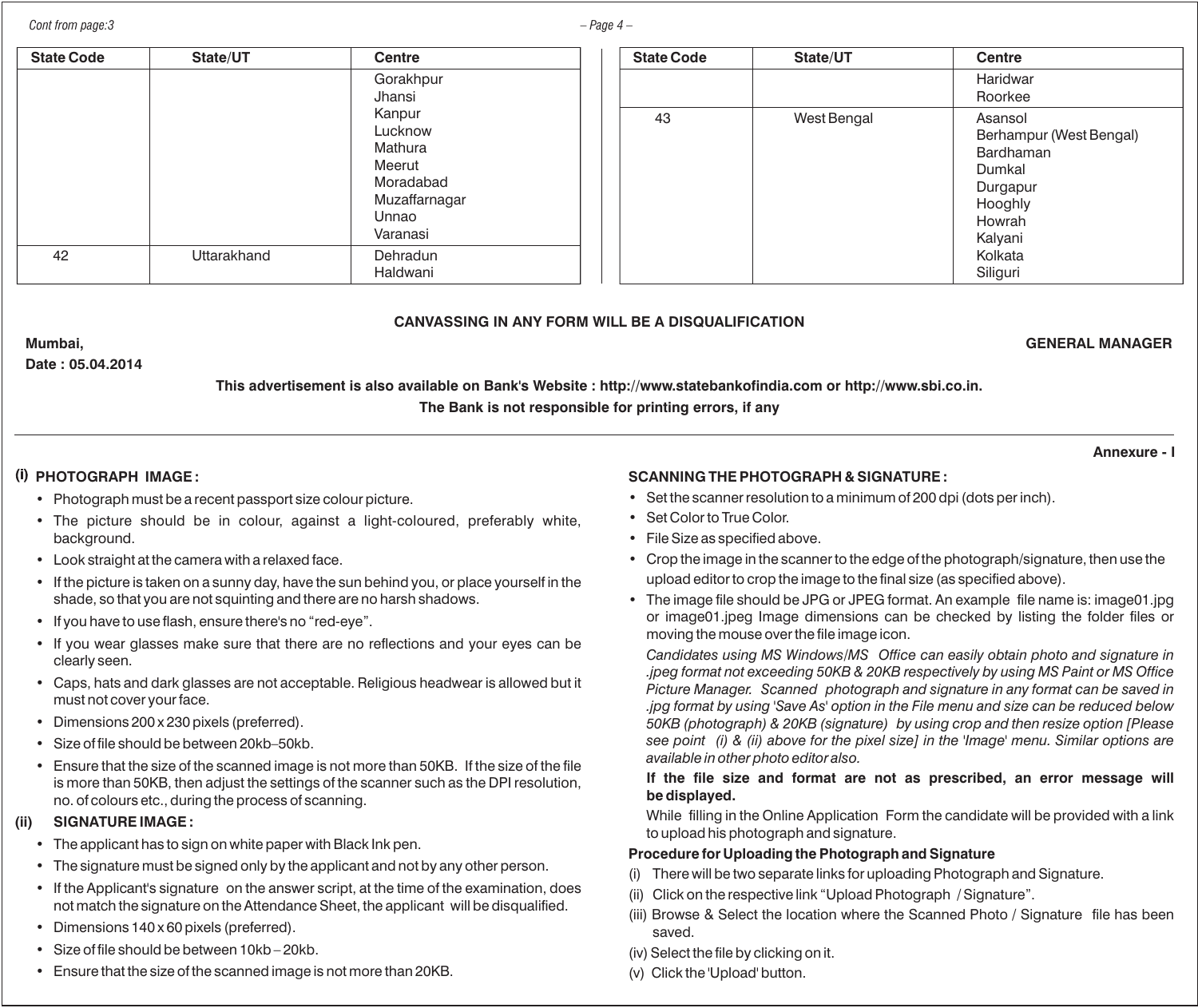Cont from page:3

| State Code | State/UT | Centre |
|---|---|---|
| | | Gorakhpur<br>Jhansi<br>Kanpur<br>Lucknow<br>Mathura<br>Meerut<br>Moradabad<br>Muzaffarnagar<br>Unnao<br>Varanasi |
| 42 | Uttarakhand | Dehradun<br>Haldwani<br>Haridwar<br>Roorkee |
| 43 | West Bengal | Asansol<br>Berhampur (West Bengal)<br>Bardhaman<br>Dumkal<br>Durgapur<br>Hooghly<br>Howrah<br>Kalyani<br>Kolkata<br>Siliguri |

**CANVASSING IN ANY FORM WILL BE A DISQUALIFICATION**

**Mumbai,**

**Date : 05.04.2014**

**GENERAL MANAGER**

**This advertisement is also available on Bank's Website : http://www.statebankofindia.com or http://www.sbi.co.in.**

**The Bank is not responsible for printing errors, if any**

**Annexure - I**

## (i) PHOTOGRAPH IMAGE :

- Photograph must be a recent passport size colour picture.
- The picture should be in colour, against a light-coloured, preferably white, background.
- Look straight at the camera with a relaxed face.
- If the picture is taken on a sunny day, have the sun behind you, or place yourself in the shade, so that you are not squinting and there are no harsh shadows.
- If you have to use flash, ensure there's no "red-eye".
- If you wear glasses make sure that there are no reflections and your eyes can be clearly seen.
- Caps, hats and dark glasses are not acceptable. Religious headwear is allowed but it must not cover your face.
- Dimensions 200 x 230 pixels (preferred).
- Size of file should be between 20kb–50kb.
- Ensure that the size of the scanned image is not more than 50KB. If the size of the file is more than 50KB, then adjust the settings of the scanner such as the DPI resolution, no. of colours etc., during the process of scanning.

## (ii) SIGNATURE IMAGE :

- The applicant has to sign on white paper with Black Ink pen.
- The signature must be signed only by the applicant and not by any other person.
- If the Applicant's signature on the answer script, at the time of the examination, does not match the signature on the Attendance Sheet, the applicant will be disqualified.
- Dimensions 140 x 60 pixels (preferred).
- Size of file should be between 10kb – 20kb.
- Ensure that the size of the scanned image is not more than 20KB.

## SCANNING THE PHOTOGRAPH & SIGNATURE :

- Set the scanner resolution to a minimum of 200 dpi (dots per inch).
- Set Color to True Color.
- File Size as specified above.
- Crop the image in the scanner to the edge of the photograph/signature, then use the upload editor to crop the image to the final size (as specified above).
- The image file should be JPG or JPEG format. An example file name is: image01.jpg or image01.jpeg Image dimensions can be checked by listing the folder files or moving the mouse over the file image icon.

  *Candidates using MS Windows/MS Office can easily obtain photo and signature in .jpeg format not exceeding 50KB & 20KB respectively by using MS Paint or MS Office Picture Manager. Scanned photograph and signature in any format can be saved in .jpg format by using 'Save As' option in the File menu and size can be reduced below 50KB (photograph) & 20KB (signature) by using crop and then resize option [Please see point (i) & (ii) above for the pixel size] in the 'Image' menu. Similar options are available in other photo editor also.*

  **If the file size and format are not as prescribed, an error message will be displayed.**

  While filling in the Online Application Form the candidate will be provided with a link to upload his photograph and signature.

### Procedure for Uploading the Photograph and Signature

(i) There will be two separate links for uploading Photograph and Signature.

(ii) Click on the respective link "Upload Photograph / Signature".

(iii) Browse & Select the location where the Scanned Photo / Signature file has been saved.

(iv) Select the file by clicking on it.

(v) Click the 'Upload' button.